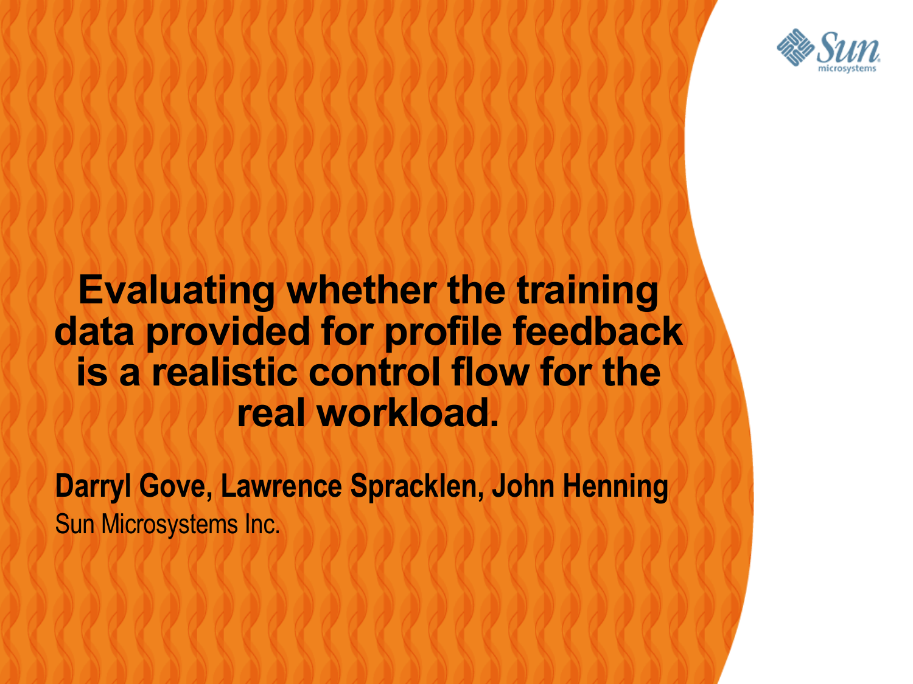# Evaluating whether the training data provided for profile feedback is a realistic control flow for the real workload.

**Darryl Gove, Lawrence Spracklen, John Henning**

Sun Microsystems Inc.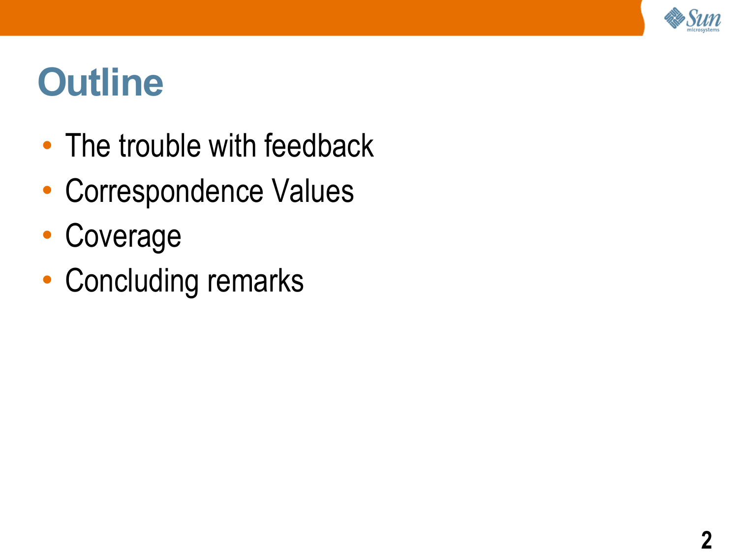# Outline

- The trouble with feedback
- Correspondence Values
- Coverage
- Concluding remarks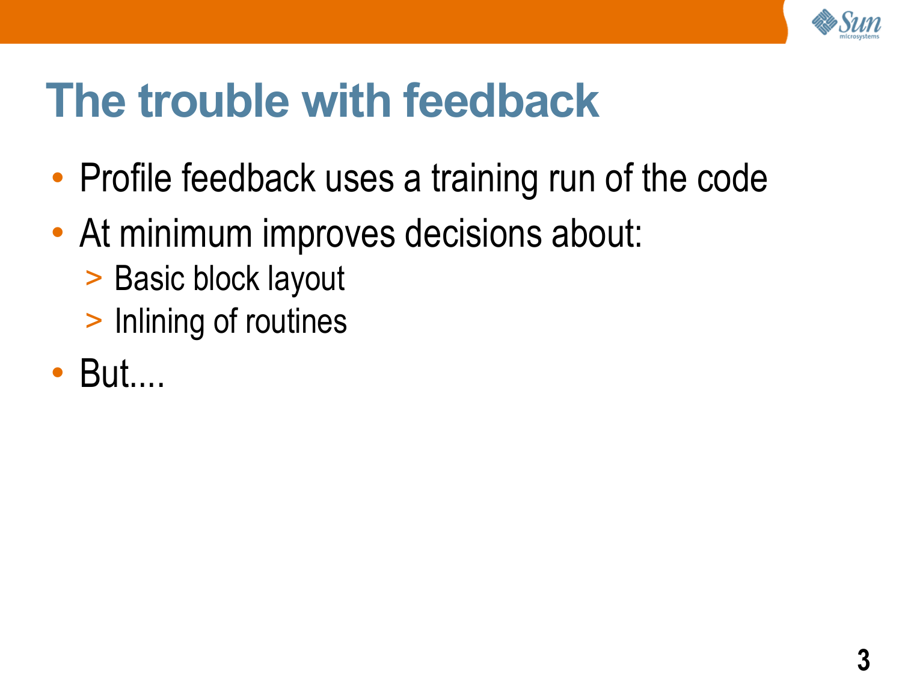# The trouble with feedback

- Profile feedback uses a training run of the code
- At minimum improves decisions about:
  - Basic block layout
  - Inlining of routines
- But....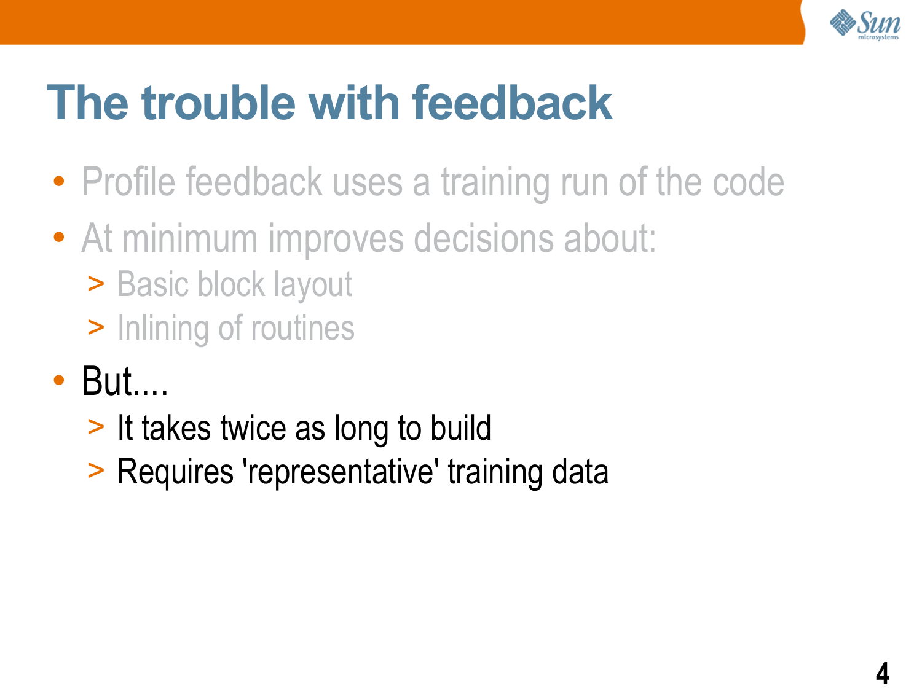# The trouble with feedback

- Profile feedback uses a training run of the code
- At minimum improves decisions about:
  - Basic block layout
  - Inlining of routines
- But....
  - It takes twice as long to build
  - Requires 'representative' training data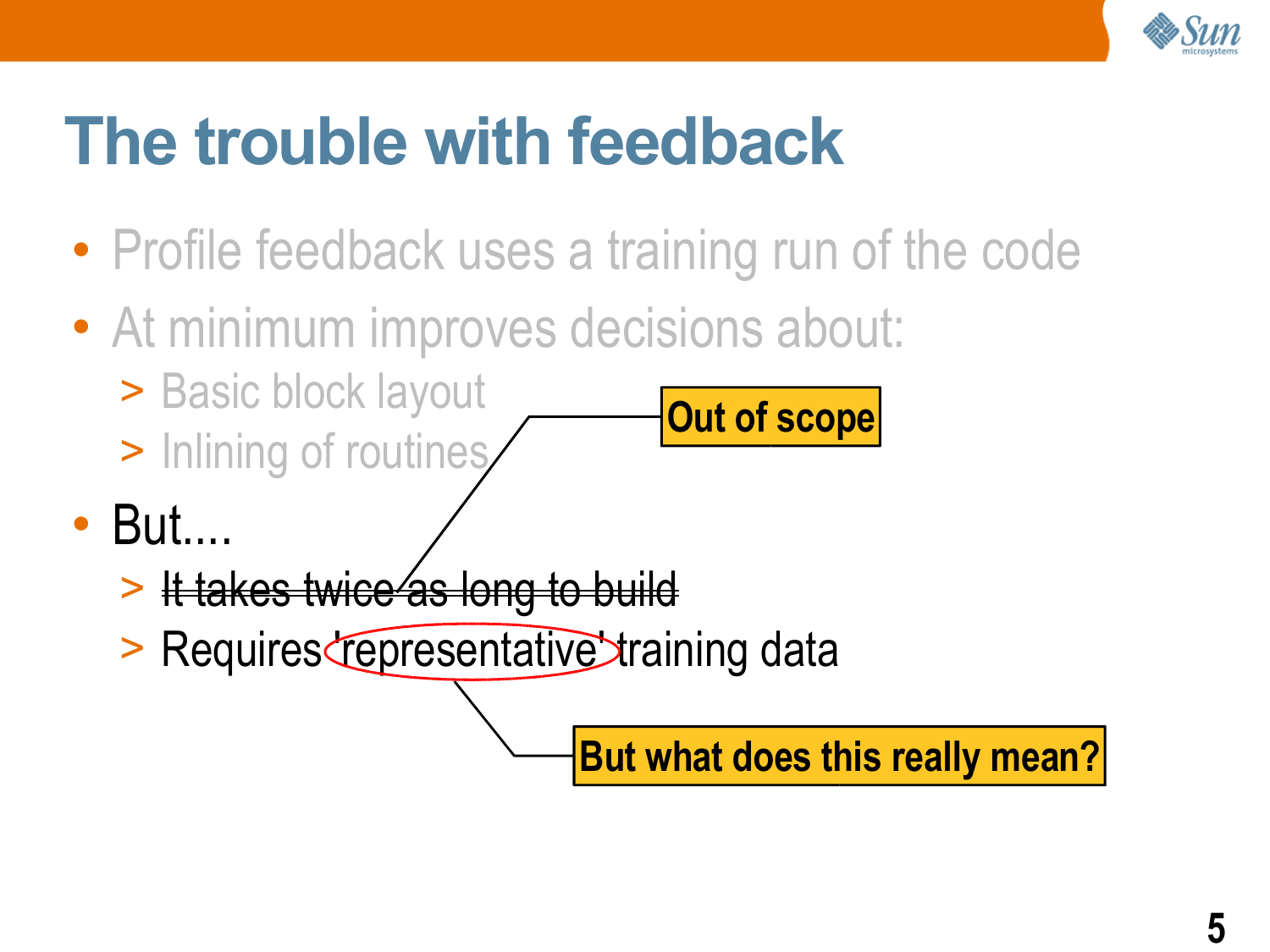# The trouble with feedback

- Profile feedback uses a training run of the code
- At minimum improves decisions about:
  - Basic block layout
  - Inlining of routines
- But....
  - ~~It takes twice as long to build~~
  - Requires 'representative' training data

**Out of scope**

**But what does this really mean?**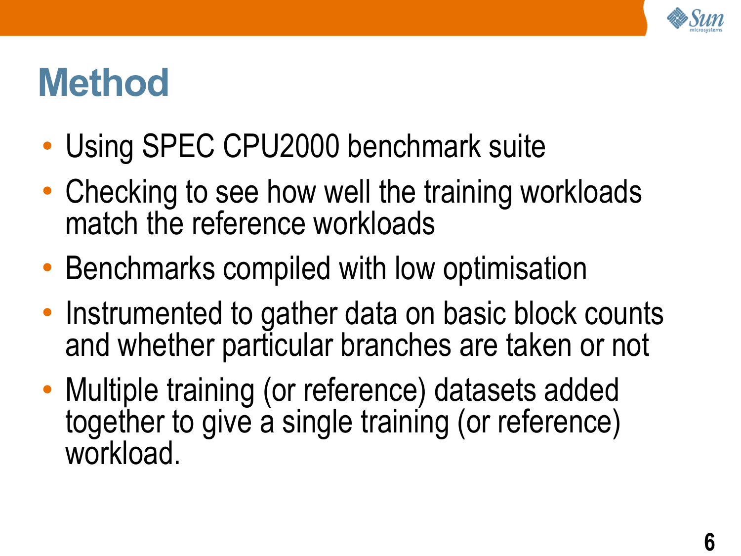# Method

- Using SPEC CPU2000 benchmark suite
- Checking to see how well the training workloads match the reference workloads
- Benchmarks compiled with low optimisation
- Instrumented to gather data on basic block counts and whether particular branches are taken or not
- Multiple training (or reference) datasets added together to give a single training (or reference) workload.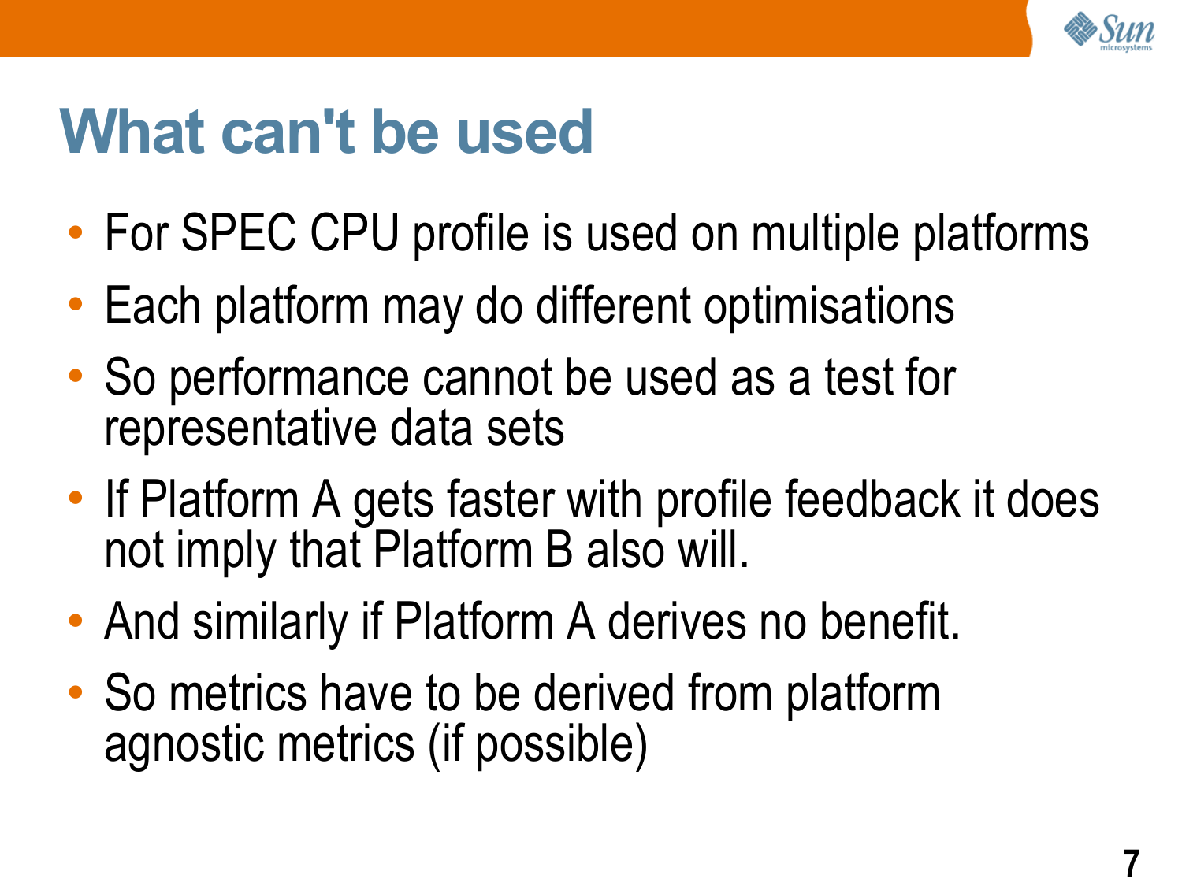# What can't be used

- For SPEC CPU profile is used on multiple platforms
- Each platform may do different optimisations
- So performance cannot be used as a test for representative data sets
- If Platform A gets faster with profile feedback it does not imply that Platform B also will.
- And similarly if Platform A derives no benefit.
- So metrics have to be derived from platform agnostic metrics (if possible)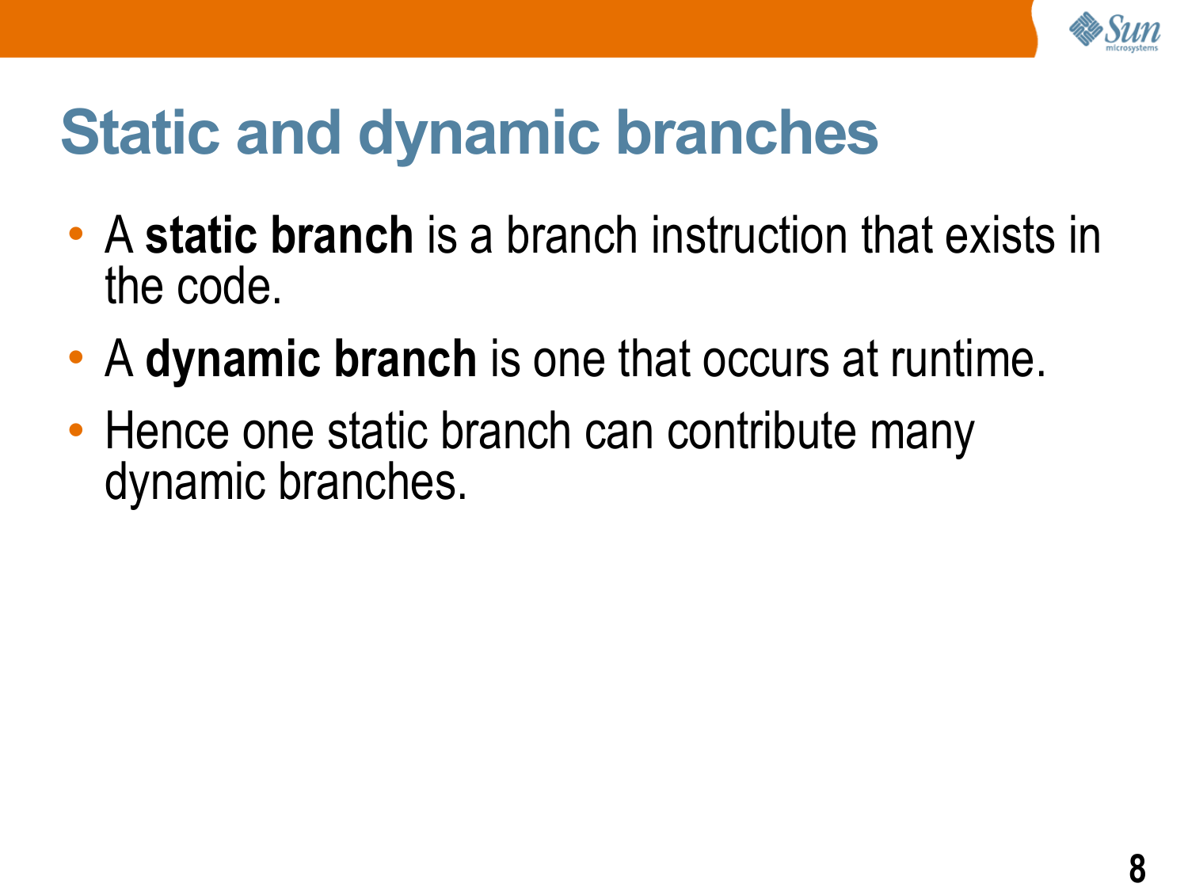# Static and dynamic branches

- A **static branch** is a branch instruction that exists in the code.
- A **dynamic branch** is one that occurs at runtime.
- Hence one static branch can contribute many dynamic branches.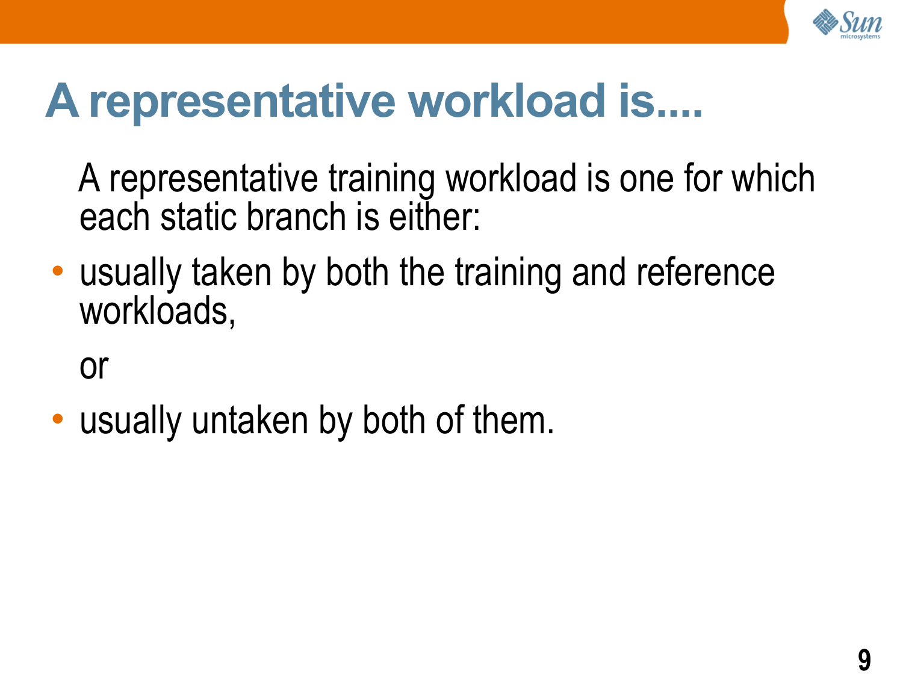# A representative workload is....

A representative training workload is one for which each static branch is either:

- usually taken by both the training and reference workloads,

  or

- usually untaken by both of them.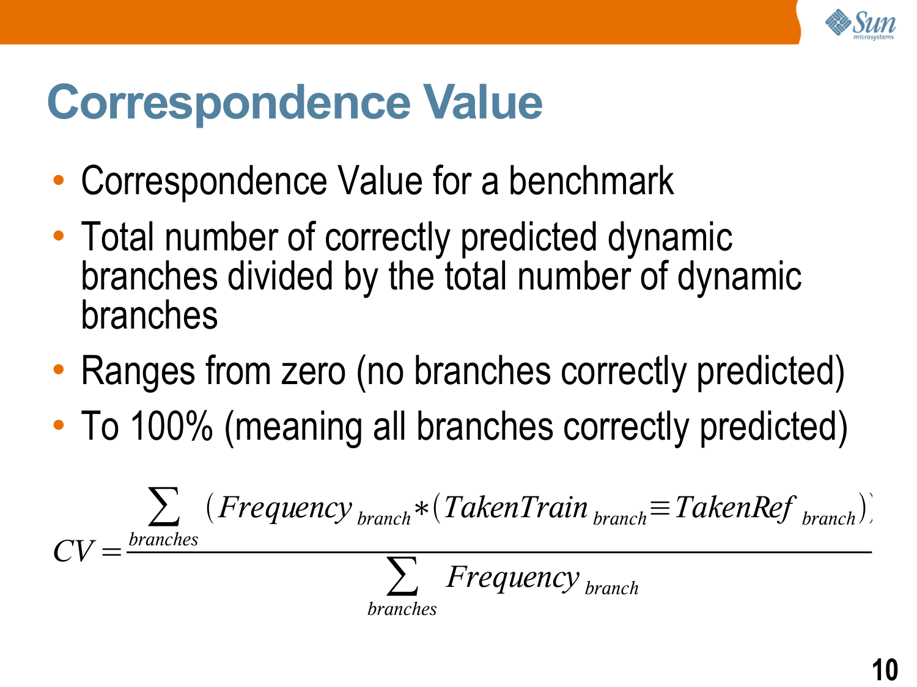# Correspondence Value

- Correspondence Value for a benchmark
- Total number of correctly predicted dynamic branches divided by the total number of dynamic branches
- Ranges from zero (no branches correctly predicted)
- To 100% (meaning all branches correctly predicted)

$$CV = \frac{\sum_{branches} \left( Frequency_{branch} * \left( TakenTrain_{branch} \equiv TakenRef_{branch} \right) \right)}{\sum_{branches} Frequency_{branch}}$$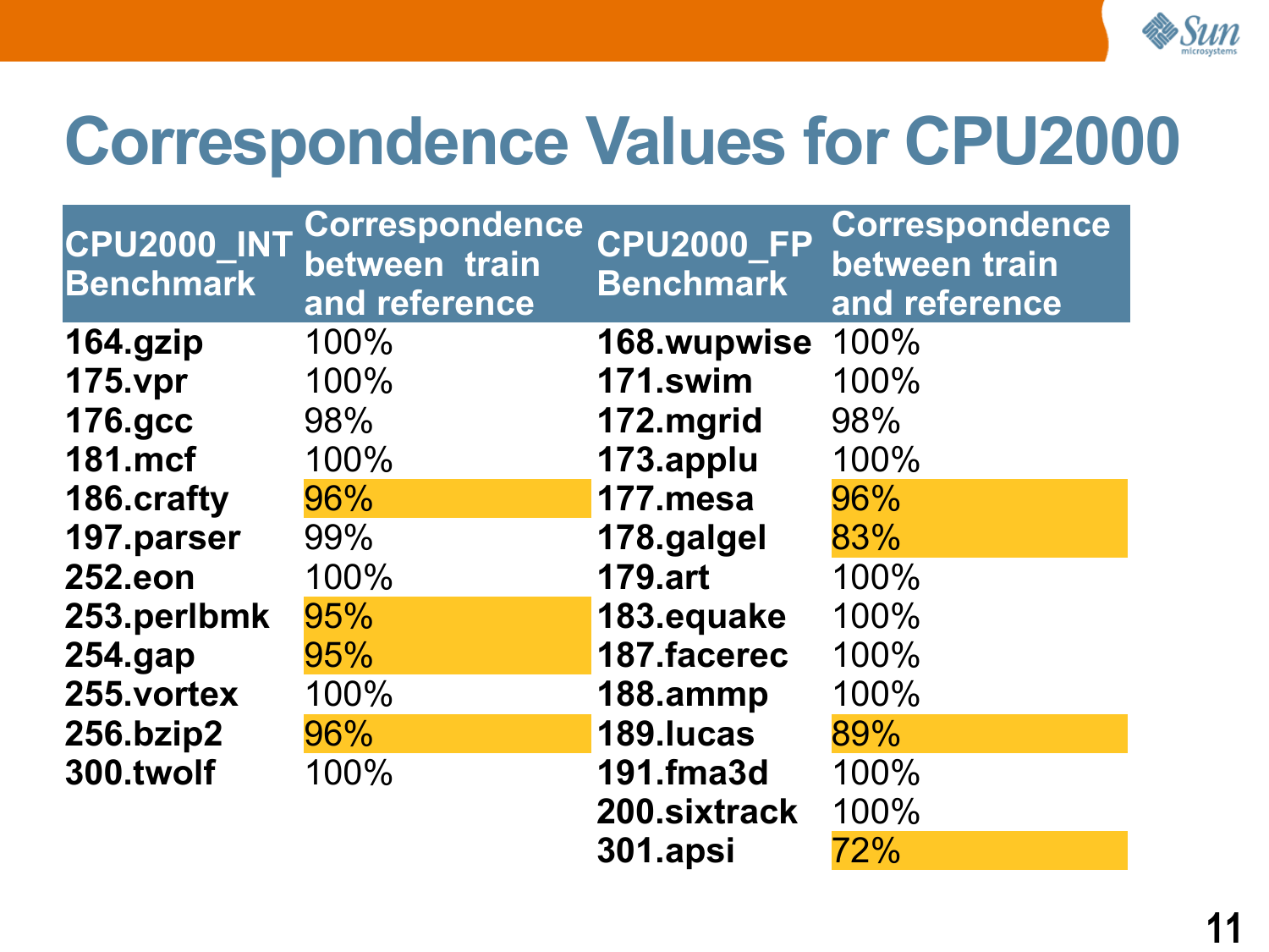# Correspondence Values for CPU2000

| CPU2000_INT Benchmark | Correspondence between train and reference | CPU2000_FP Benchmark | Correspondence between train and reference |
|---|---|---|---|
| **164.gzip** | 100% | **168.wupwise** | 100% |
| **175.vpr** | 100% | **171.swim** | 100% |
| **176.gcc** | 98% | **172.mgrid** | 98% |
| **181.mcf** | 100% | **173.applu** | 100% |
| **186.crafty** | 96% | **177.mesa** | 96% |
| **197.parser** | 99% | **178.galgel** | 83% |
| **252.eon** | 100% | **179.art** | 100% |
| **253.perlbmk** | 95% | **183.equake** | 100% |
| **254.gap** | 95% | **187.facerec** | 100% |
| **255.vortex** | 100% | **188.ammp** | 100% |
| **256.bzip2** | 96% | **189.lucas** | 89% |
| **300.twolf** | 100% | **191.fma3d** | 100% |
| | | **200.sixtrack** | 100% |
| | | **301.apsi** | 72% |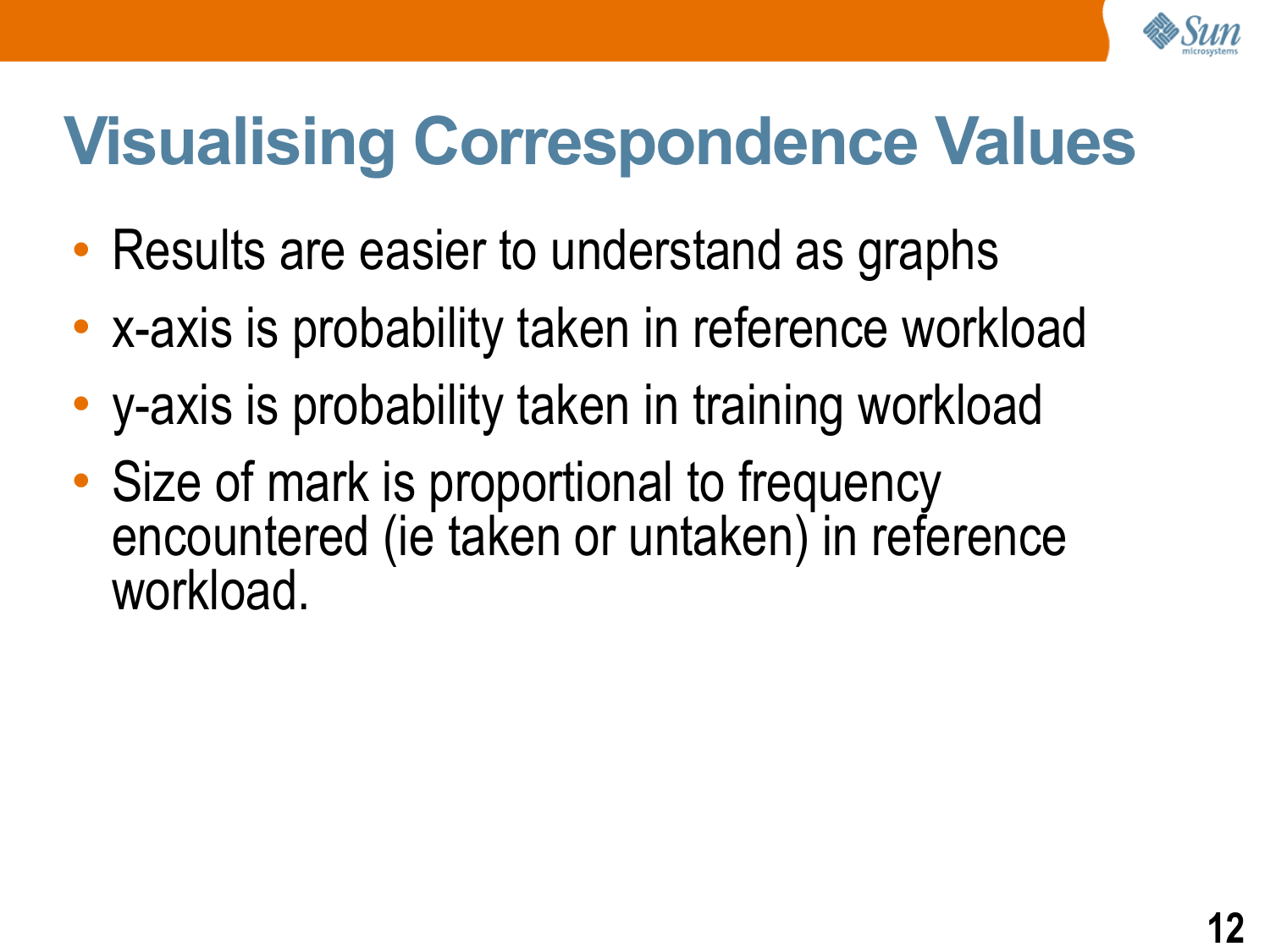# Visualising Correspondence Values

- Results are easier to understand as graphs
- x-axis is probability taken in reference workload
- y-axis is probability taken in training workload
- Size of mark is proportional to frequency encountered (ie taken or untaken) in reference workload.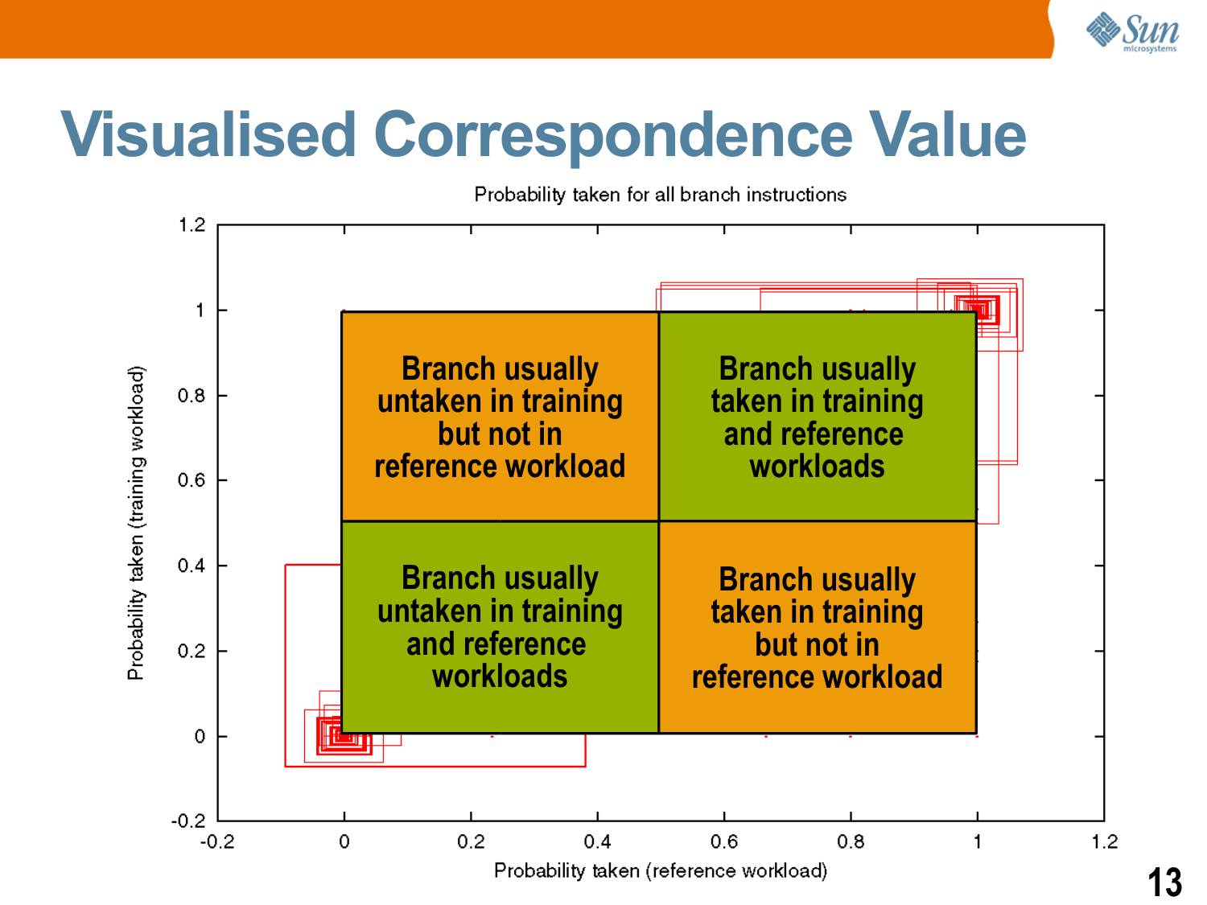# Visualised Correspondence Value

Probability taken for all branch instructions

| | Branch usually untaken in training but not in reference workload | Branch usually taken in training and reference workloads |
|---|---|---|
| | **Branch usually untaken in training and reference workloads** | **Branch usually taken in training but not in reference workload** |

Probability taken (reference workload) — x-axis: -0.2, 0, 0.2, 0.4, 0.6, 0.8, 1, 1.2

Probability taken (training workload) — y-axis: -0.2, 0, 0.2, 0.4, 0.6, 0.8, 1, 1.2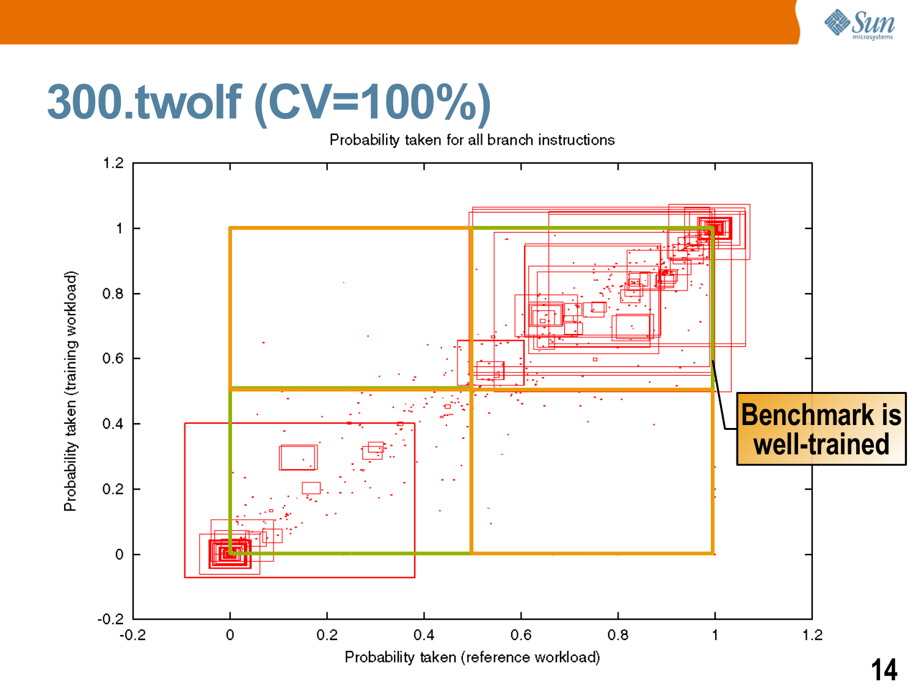# 300.twolf (CV=100%)

Probability taken for all branch instructions

Probability taken (training workload)

Probability taken (reference workload)

Benchmark is well-trained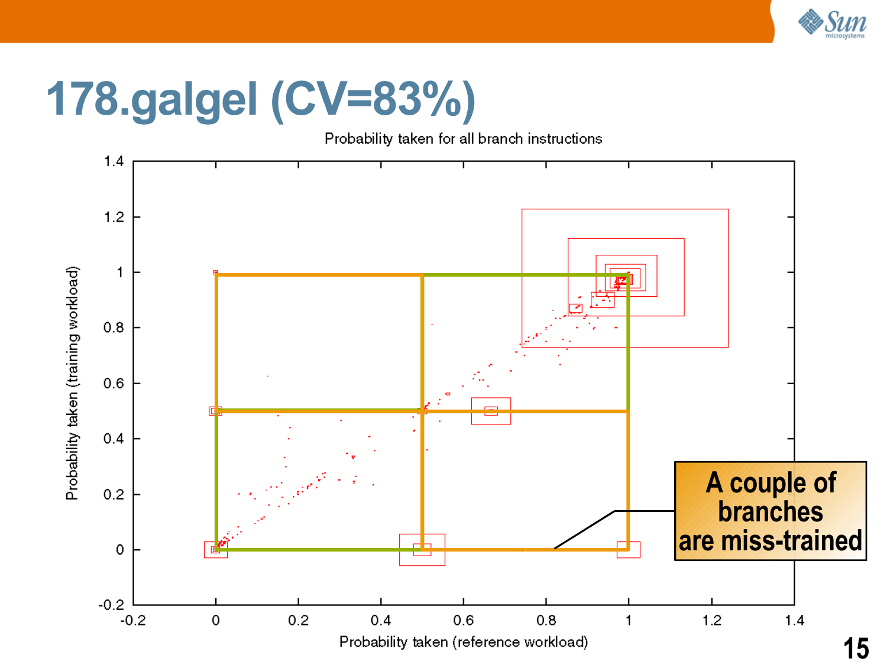# 178.galgel (CV=83%)

Probability taken for all branch instructions

Probability taken (training workload)

Probability taken (reference workload)

A couple of branches are miss-trained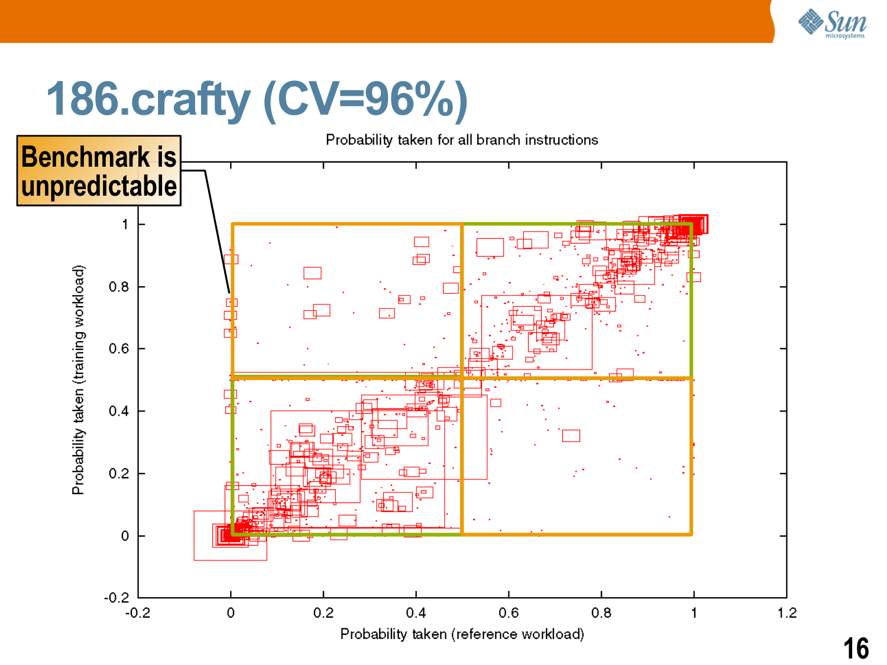# 186.crafty (CV=96%)

**Benchmark is unpredictable**

Probability taken for all branch instructions

Probability taken (training workload)

Probability taken (reference workload)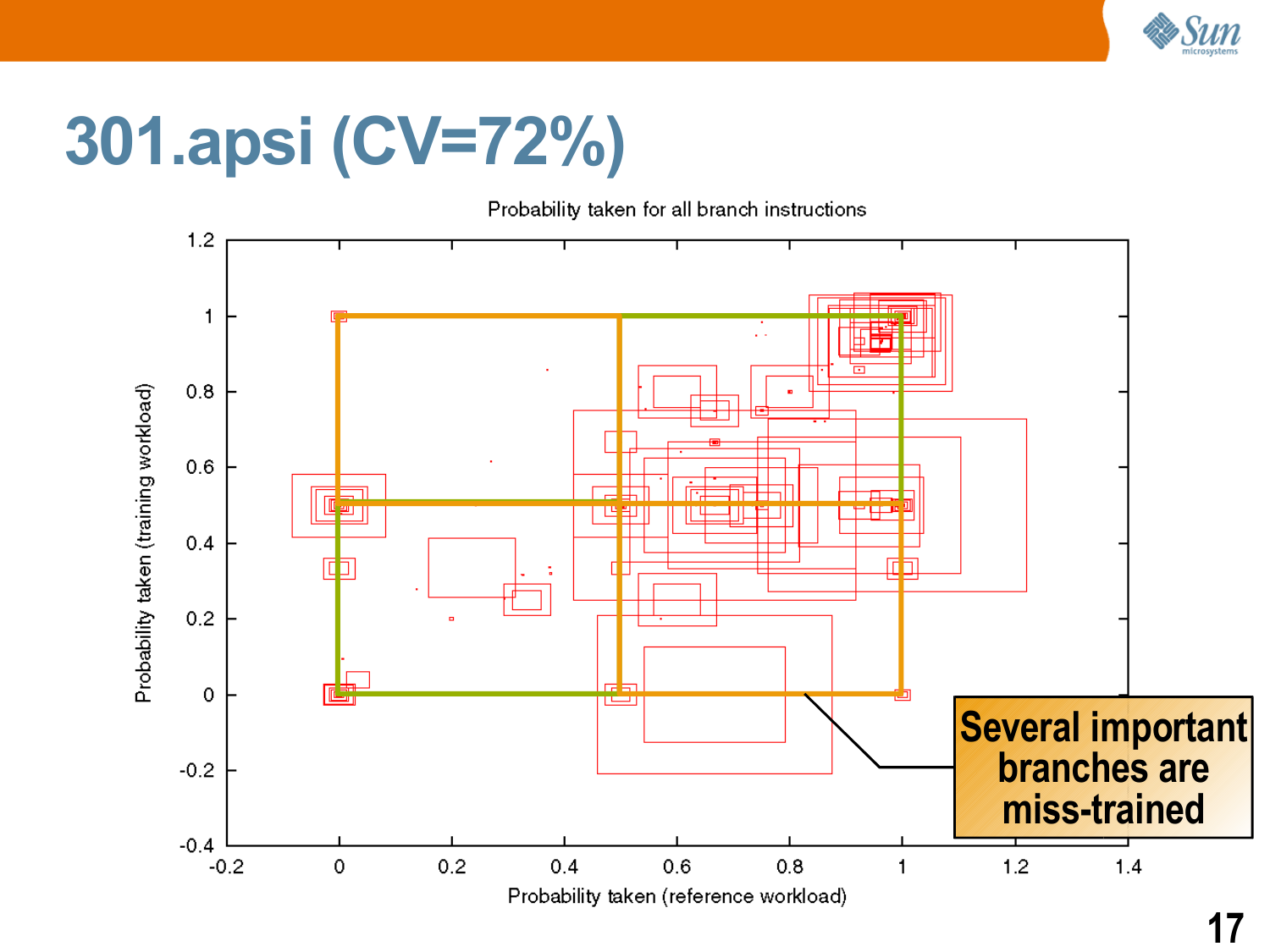# 301.apsi (CV=72%)

Probability taken for all branch instructions

Probability taken (training workload)

Probability taken (reference workload)

**Several important branches are miss-trained**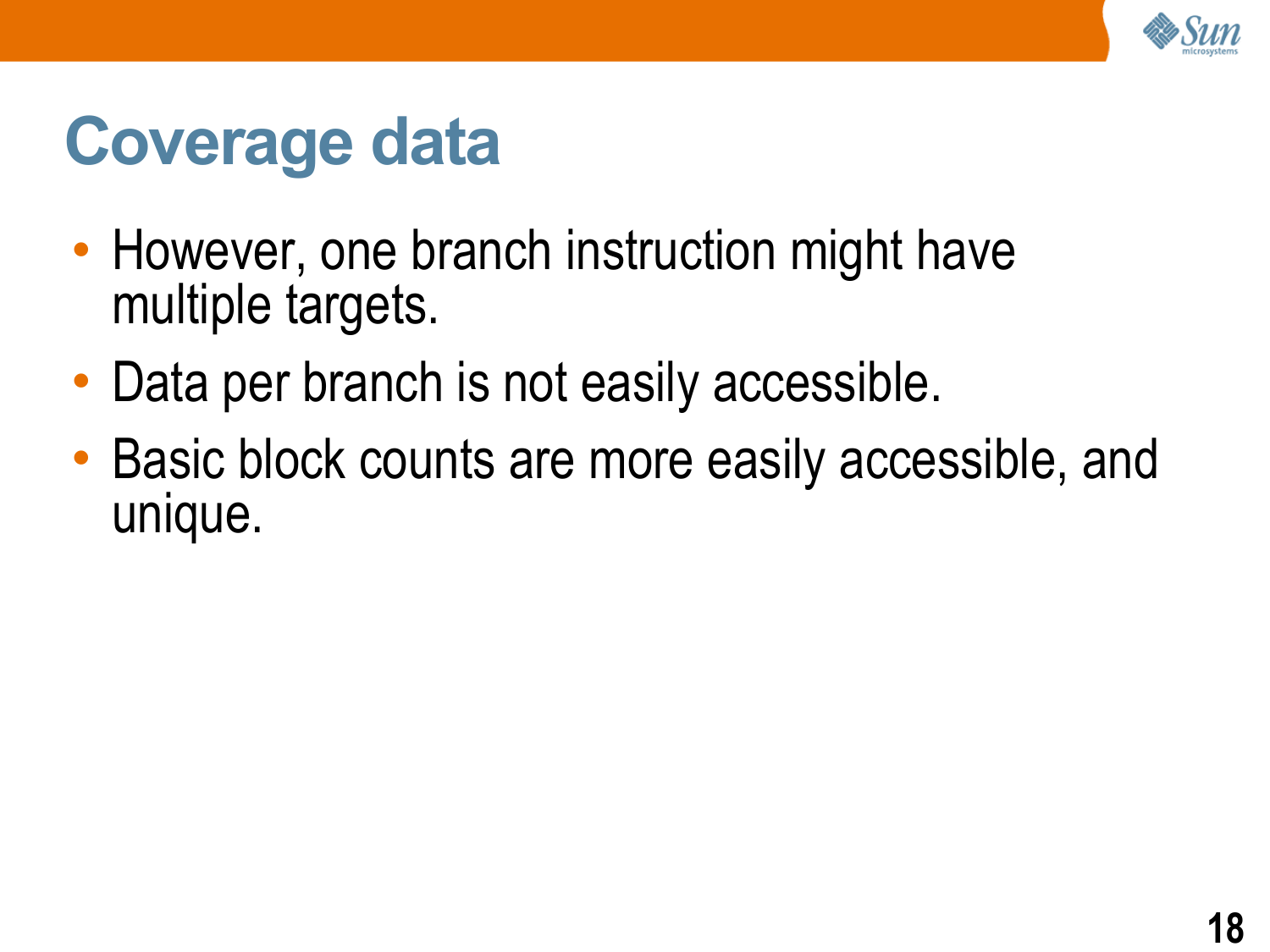# Coverage data

- However, one branch instruction might have multiple targets.
- Data per branch is not easily accessible.
- Basic block counts are more easily accessible, and unique.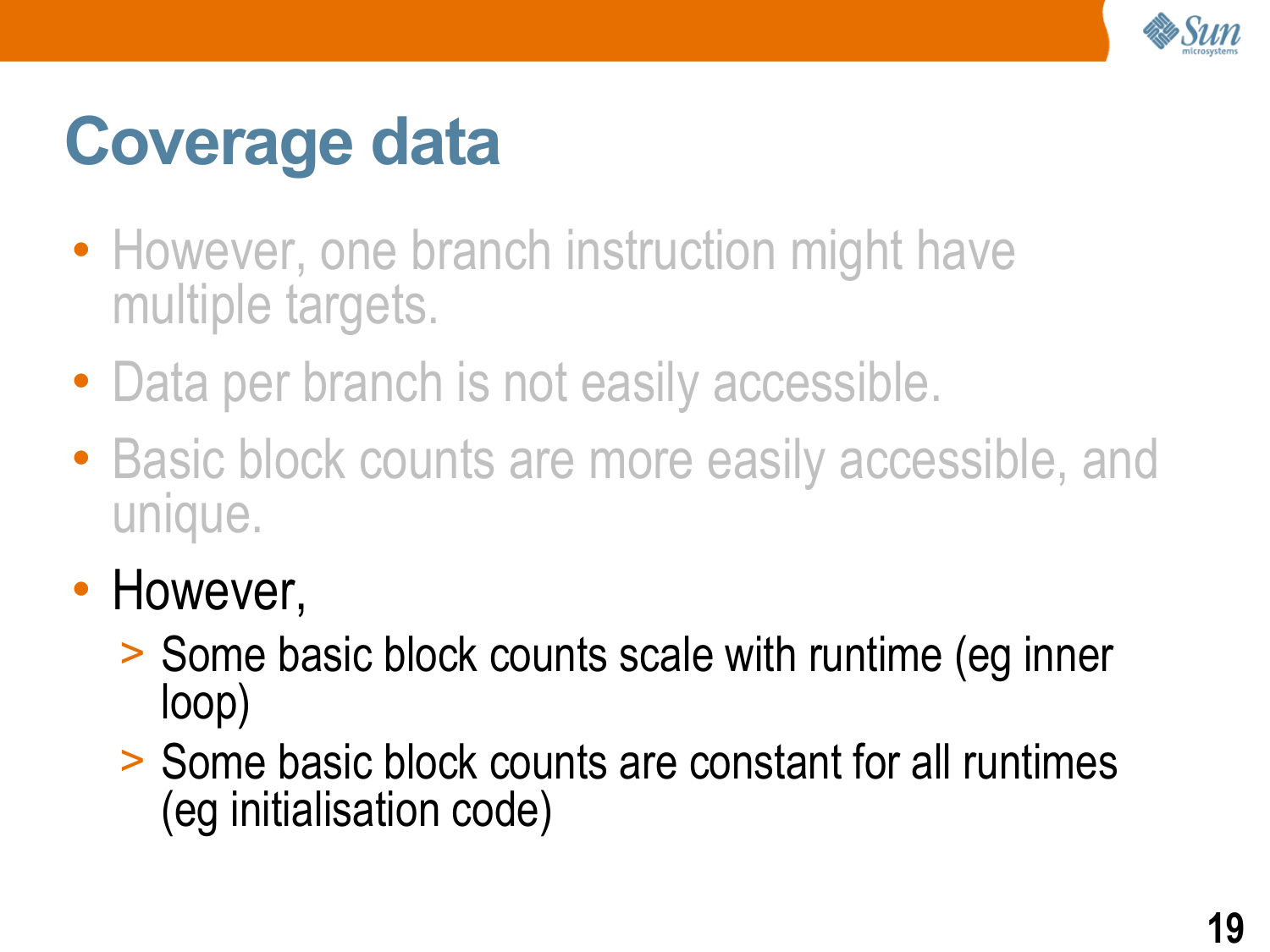# Coverage data

- However, one branch instruction might have multiple targets.
- Data per branch is not easily accessible.
- Basic block counts are more easily accessible, and unique.
- However,
  - Some basic block counts scale with runtime (eg inner loop)
  - Some basic block counts are constant for all runtimes (eg initialisation code)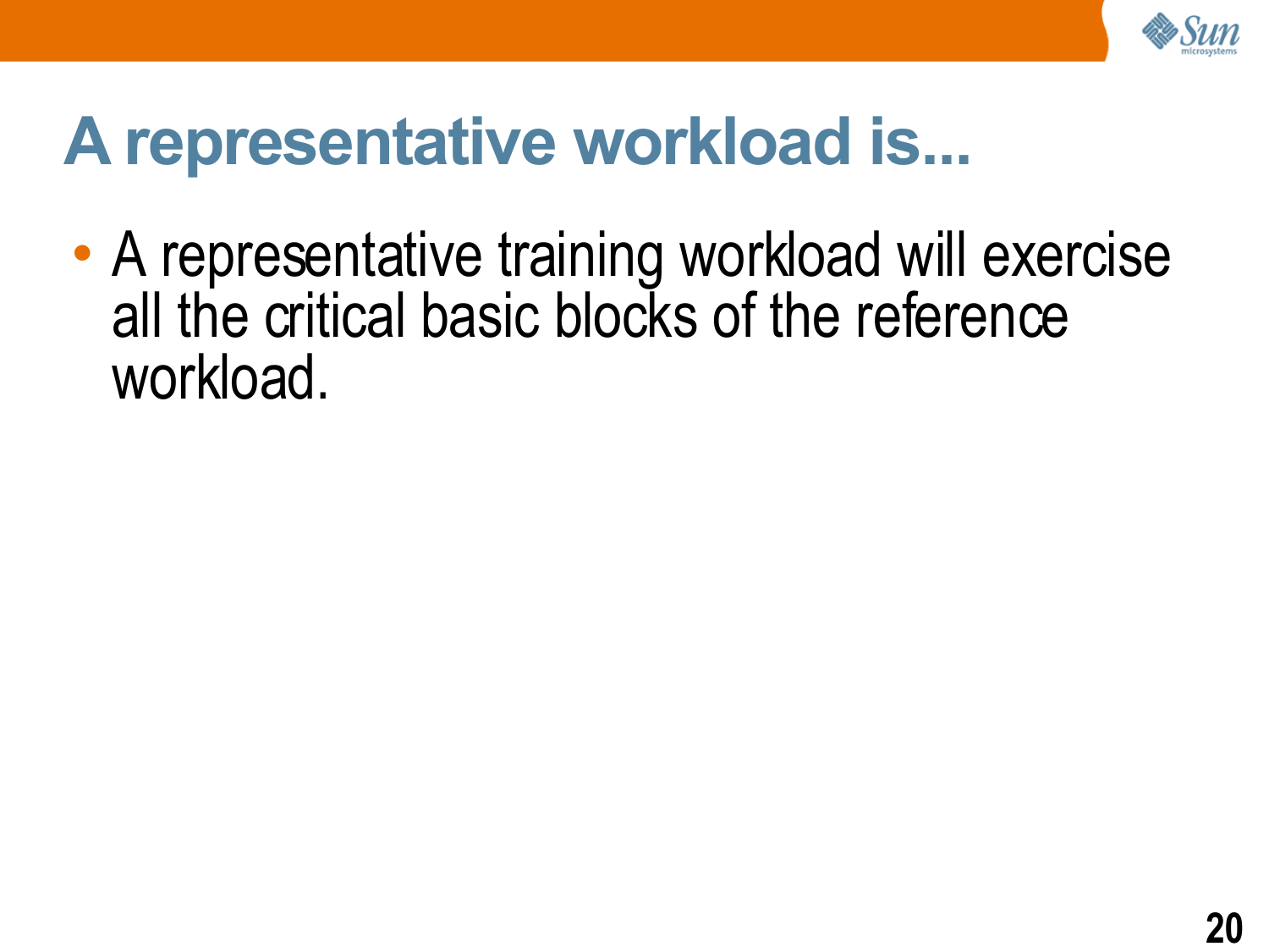# A representative workload is...

- A representative training workload will exercise all the critical basic blocks of the reference workload.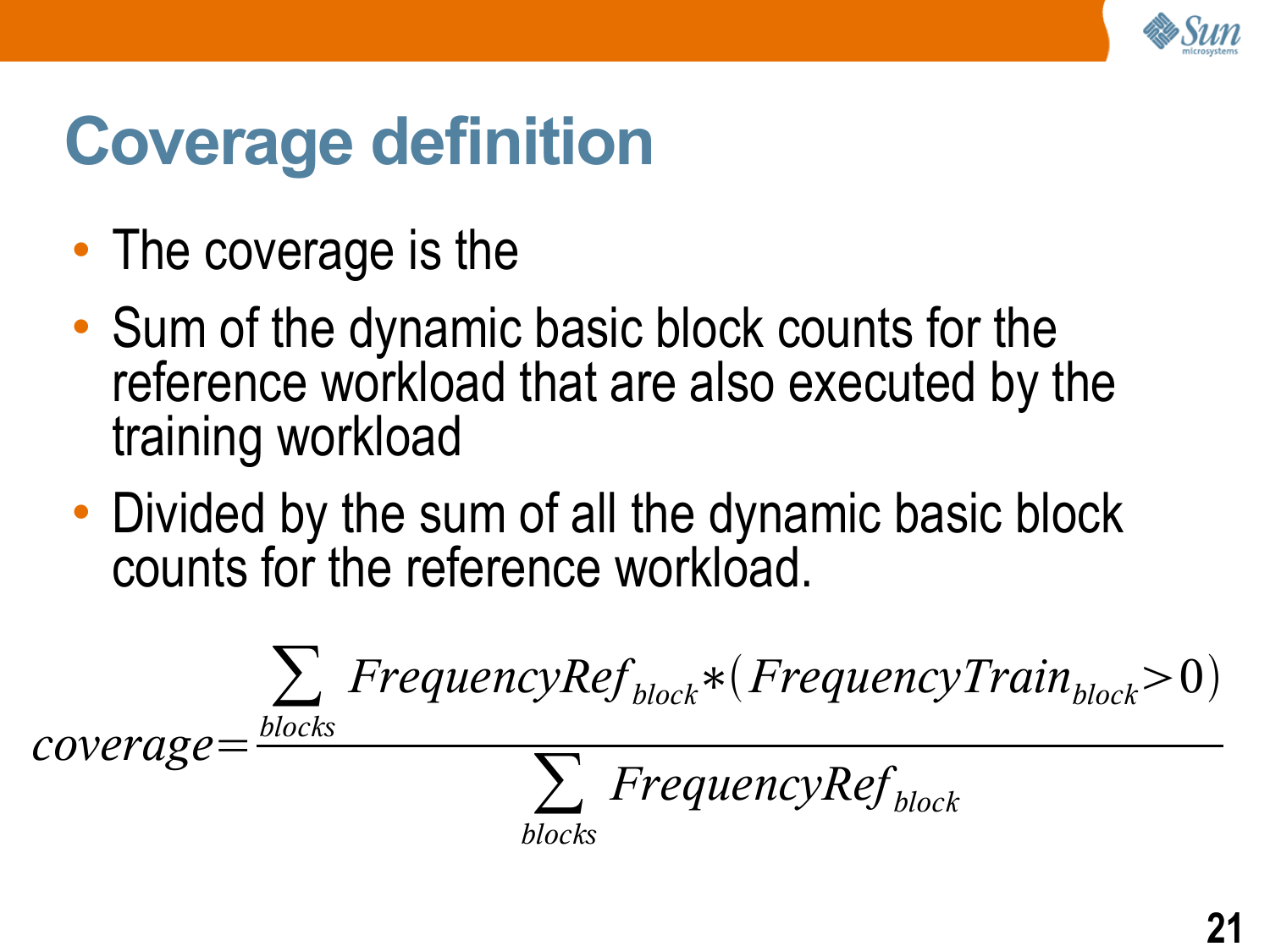# Coverage definition

- The coverage is the
- Sum of the dynamic basic block counts for the reference workload that are also executed by the training workload
- Divided by the sum of all the dynamic basic block counts for the reference workload.

$$coverage = \frac{\sum_{blocks} FrequencyRef_{block} * (FrequencyTrain_{block} > 0)}{\sum_{blocks} FrequencyRef_{block}}$$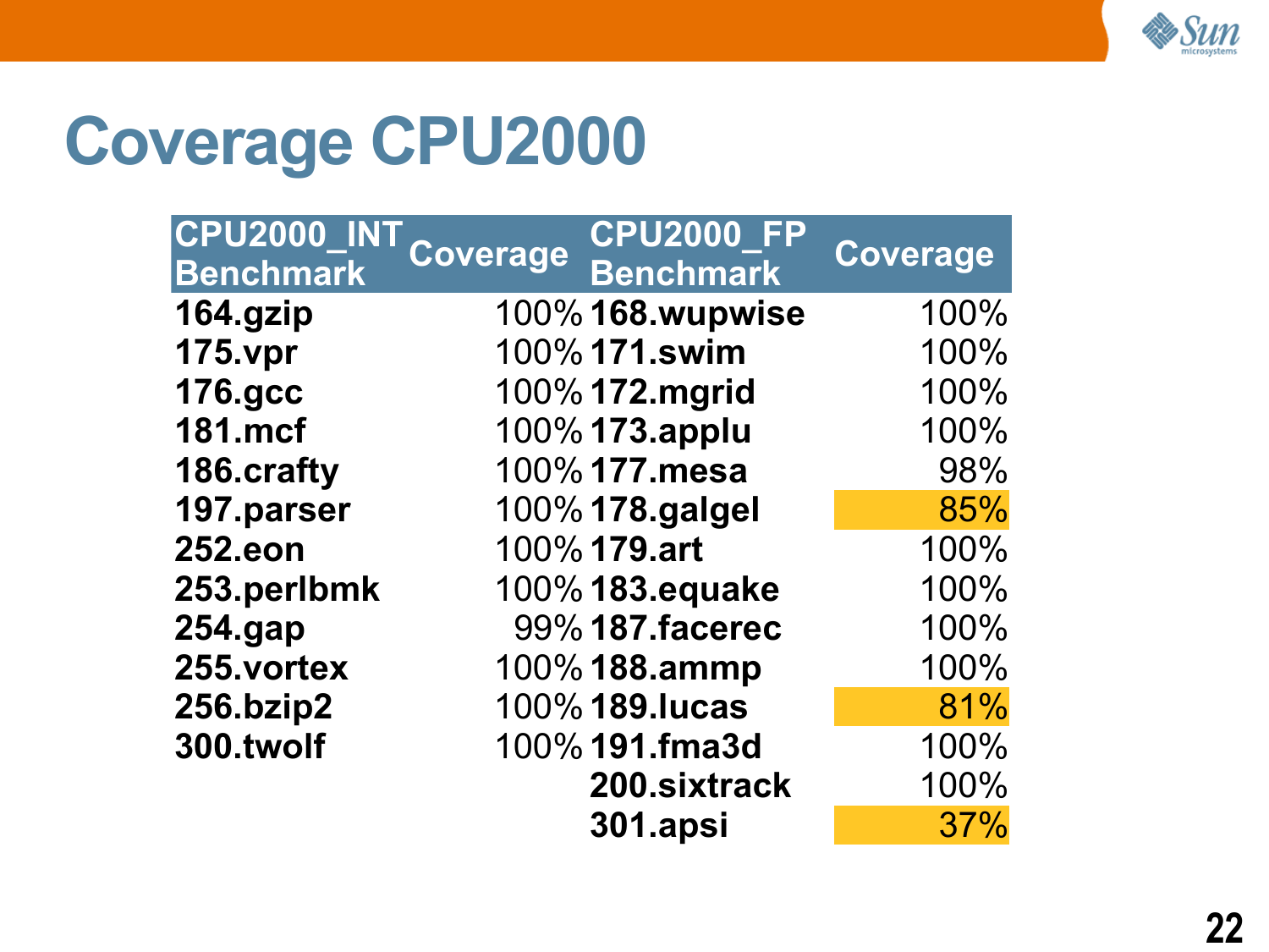# Coverage CPU2000

| CPU2000_INT Benchmark | Coverage | CPU2000_FP Benchmark | Coverage |
|---|---|---|---|
| 164.gzip | 100% | 168.wupwise | 100% |
| 175.vpr | 100% | 171.swim | 100% |
| 176.gcc | 100% | 172.mgrid | 100% |
| 181.mcf | 100% | 173.applu | 100% |
| 186.crafty | 100% | 177.mesa | 98% |
| 197.parser | 100% | 178.galgel | 85% |
| 252.eon | 100% | 179.art | 100% |
| 253.perlbmk | 100% | 183.equake | 100% |
| 254.gap | 99% | 187.facerec | 100% |
| 255.vortex | 100% | 188.ammp | 100% |
| 256.bzip2 | 100% | 189.lucas | 81% |
| 300.twolf | 100% | 191.fma3d | 100% |
| | | 200.sixtrack | 100% |
| | | 301.apsi | 37% |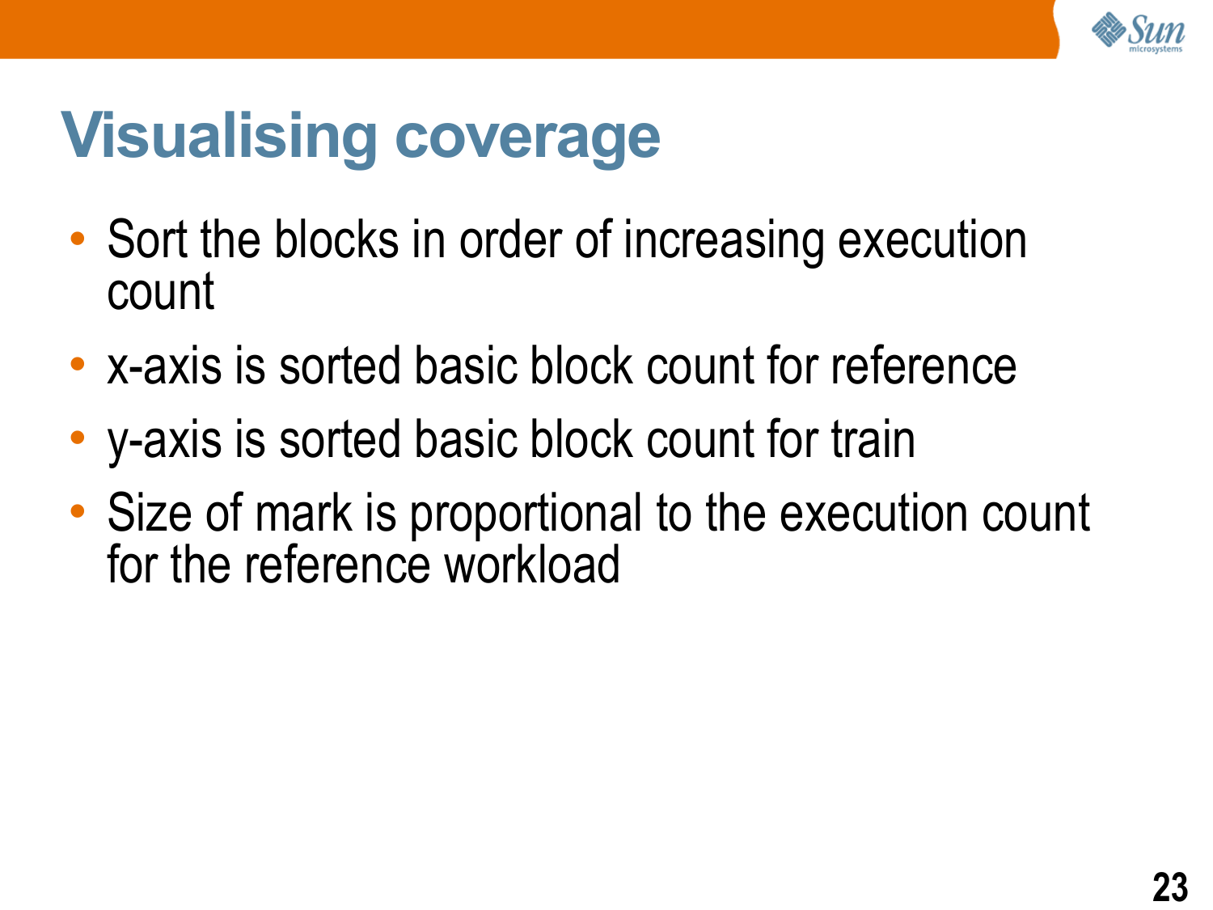# Visualising coverage

- Sort the blocks in order of increasing execution count
- x-axis is sorted basic block count for reference
- y-axis is sorted basic block count for train
- Size of mark is proportional to the execution count for the reference workload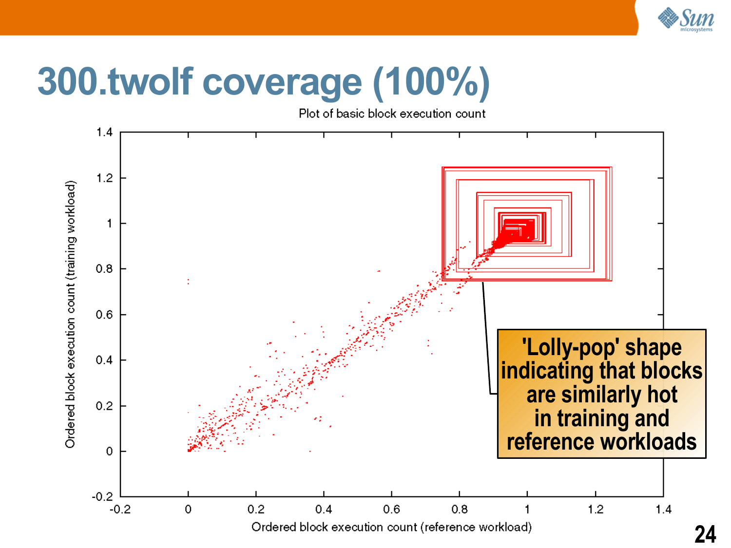# 300.twolf coverage (100%)

Plot of basic block execution count

'Lolly-pop' shape indicating that blocks are similarly hot in training and reference workloads

Ordered block execution count (training workload)

Ordered block execution count (reference workload)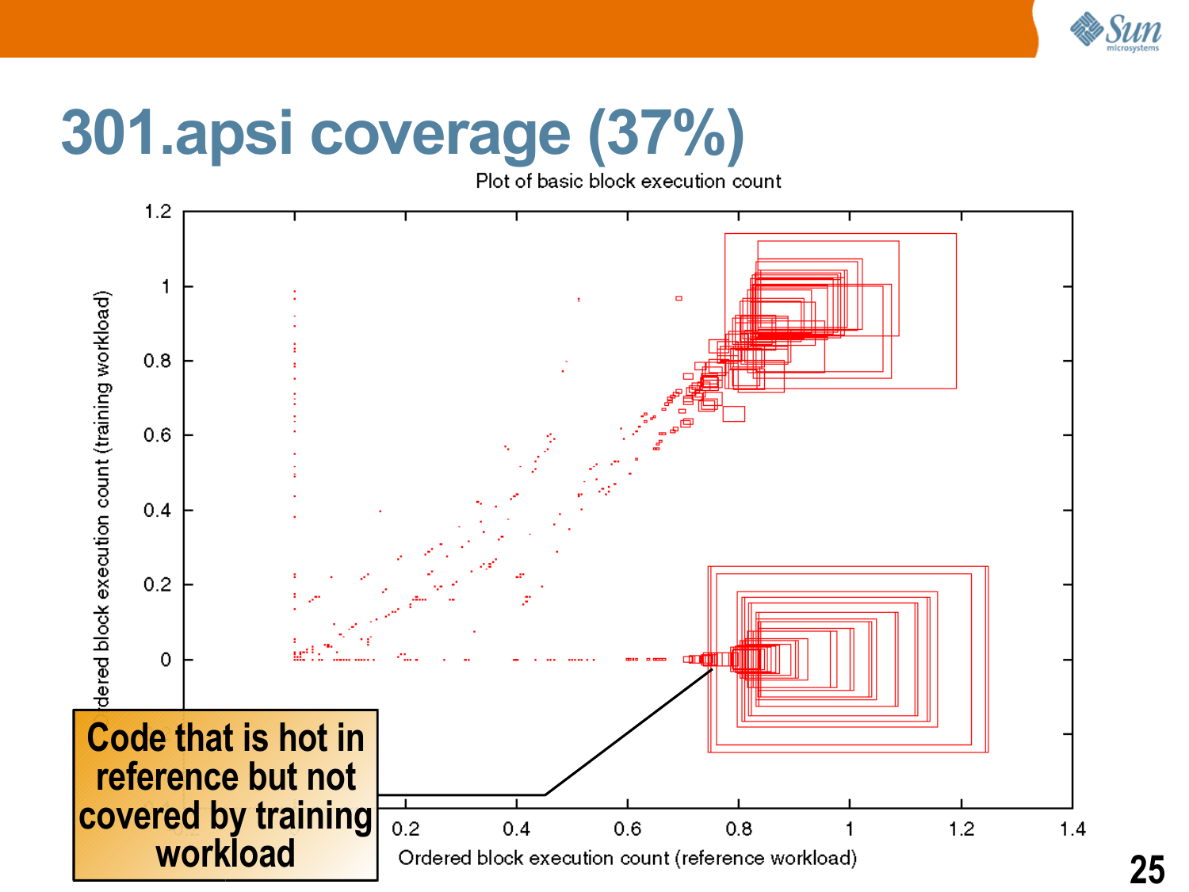# 301.apsi coverage (37%)

Plot of basic block execution count

Ordered block execution count (training workload)

Ordered block execution count (reference workload)

**Code that is hot in reference but not covered by training workload**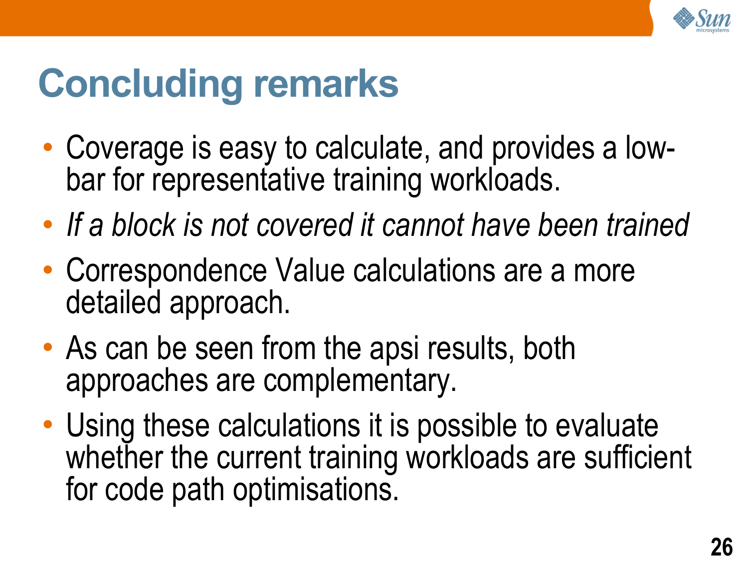# Concluding remarks

- Coverage is easy to calculate, and provides a low-bar for representative training workloads.
- *If a block is not covered it cannot have been trained*
- Correspondence Value calculations are a more detailed approach.
- As can be seen from the apsi results, both approaches are complementary.
- Using these calculations it is possible to evaluate whether the current training workloads are sufficient for code path optimisations.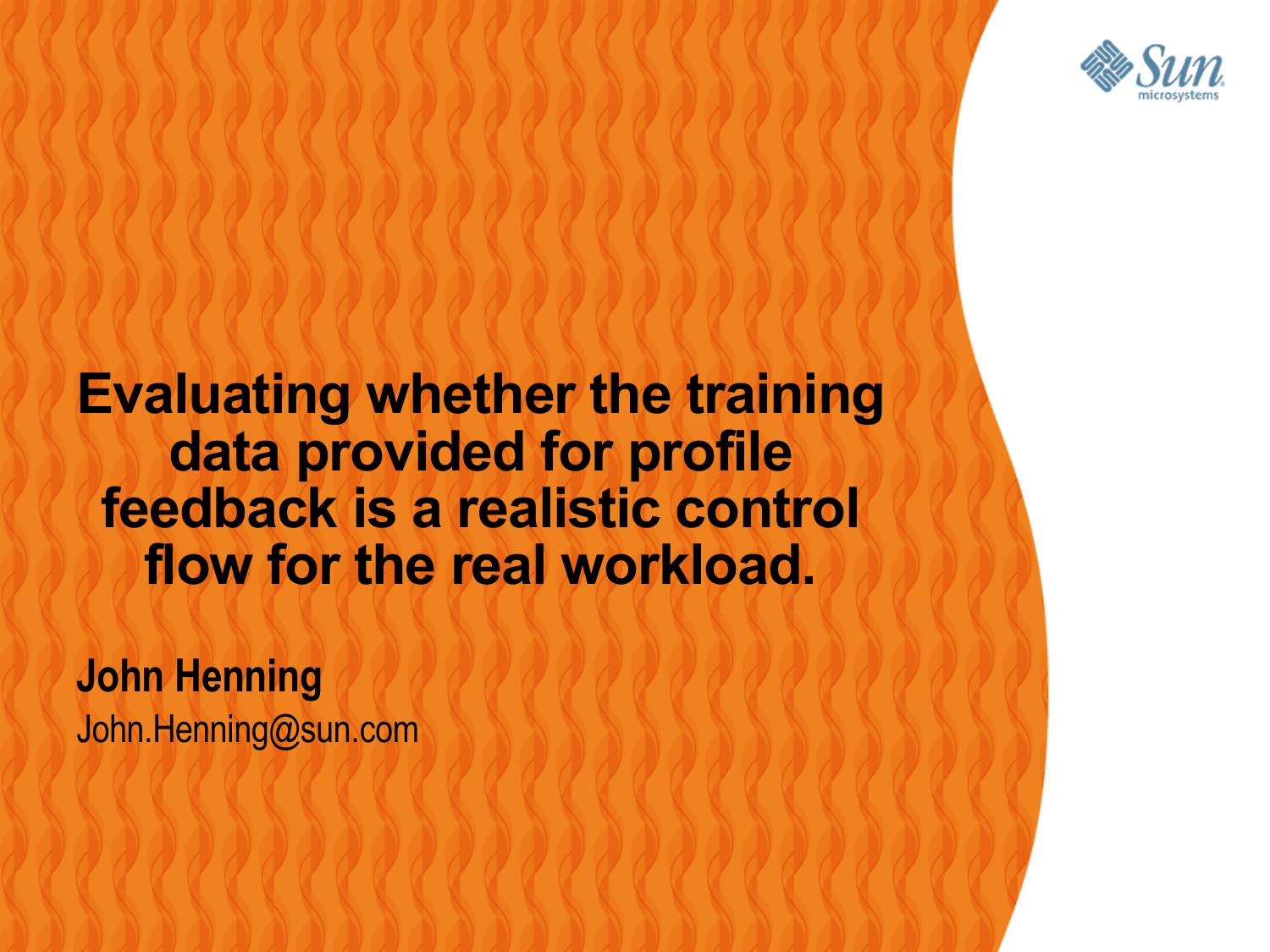# Evaluating whether the training data provided for profile feedback is a realistic control flow for the real workload.

**John Henning**

John.Henning@sun.com